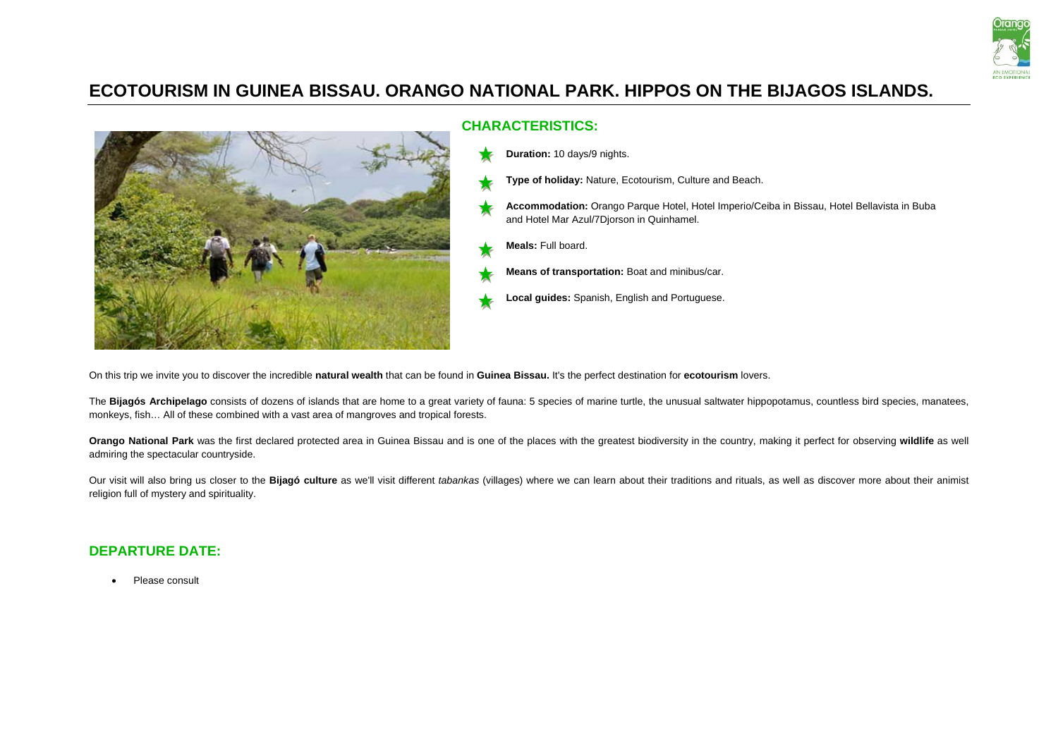# ECOTOURISM IN GUINEA BISSAU. ORANGO NATIONAL PARK. HIPPOS ON THE BIJAGOS ISLANDS.

## CHARACTERISTICS:

- **Duration:** 10 days/9 nights.
- **Type of holiday:** Nature, Ecotourism, Culture and Beach.
- **Accommodation:** Orango Parque Hotel, Hotel Imperio/Ceiba in Bissau, Hotel Bellavista in Buba and Hotel Mar Azul/7Djorson in Quinhamel.
- **Meals:** Full board.
- **Means of transportation:** Boat and minibus/car.
- **Local guides:** Spanish, English and Portuguese.

On this trip we invite you to discover the incredible **natural wealth** that can be found in **Guinea Bissau.** It's the perfect destination for **ecotourism** lovers.

The **Bijagós Archipelago** consists of dozens of islands that are home to a great variety of fauna: 5 species of marine turtle, the unusual saltwater hippopotamus, countless bird species, manatees, monkeys, fish… All of these combined with a vast area of mangroves and tropical forests.

**Orango National Park** was the first declared protected area in Guinea Bissau and is one of the places with the greatest biodiversity in the country, making it perfect for observing **wildlife** as well admiring the spectacular countryside.

Our visit will also bring us closer to the **Bijagó culture** as we'll visit different *tabankas* (villages) where we can learn about their traditions and rituals, as well as discover more about their animist religion full of mystery and spirituality.

## DEPARTURE DATE:

- Please consult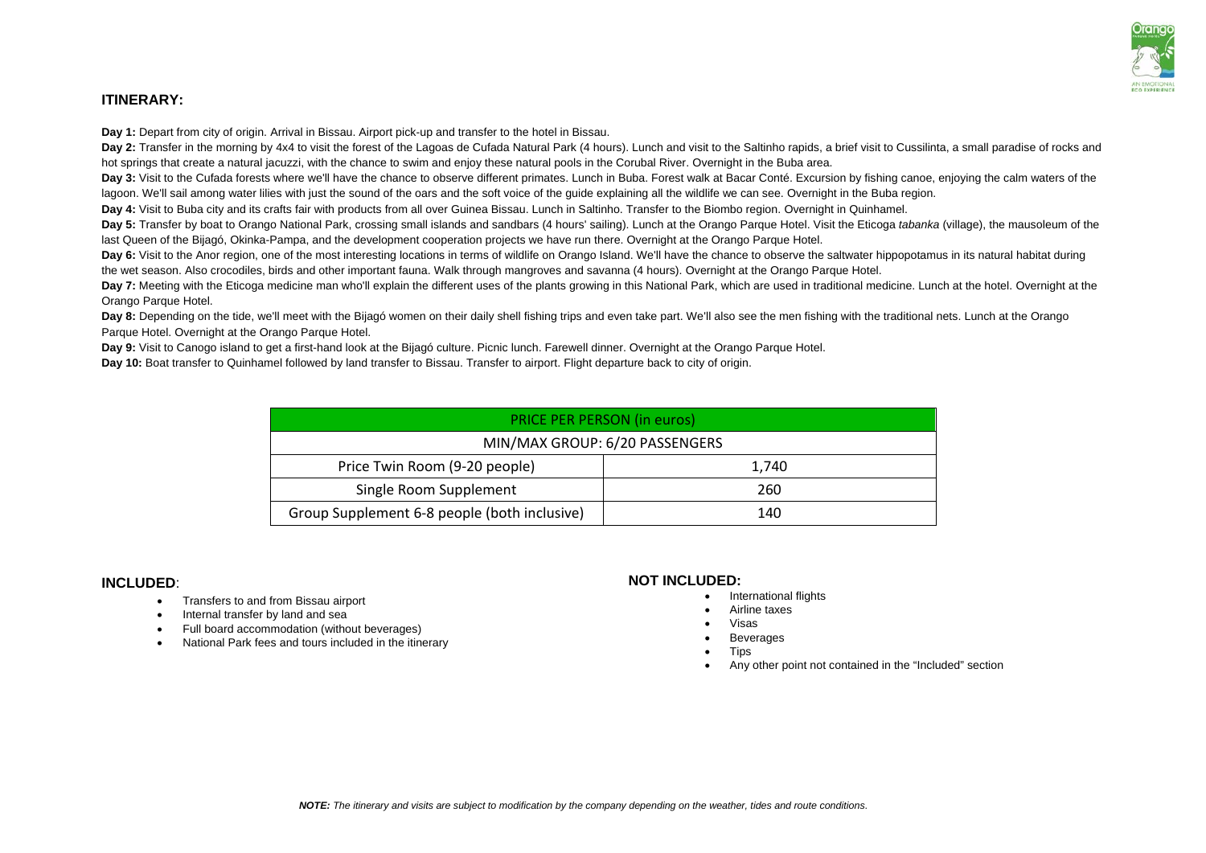## ITINERARY:

**Day 1:** Depart from city of origin. Arrival in Bissau. Airport pick-up and transfer to the hotel in Bissau.

**Day 2:** Transfer in the morning by 4x4 to visit the forest of the Lagoas de Cufada Natural Park (4 hours). Lunch and visit to the Saltinho rapids, a brief visit to Cussilinta, a small paradise of rocks and hot springs that create a natural jacuzzi, with the chance to swim and enjoy these natural pools in the Corubal River. Overnight in the Buba area.

**Day 3:** Visit to the Cufada forests where we'll have the chance to observe different primates. Lunch in Buba. Forest walk at Bacar Conté. Excursion by fishing canoe, enjoying the calm waters of the lagoon. We'll sail among water lilies with just the sound of the oars and the soft voice of the guide explaining all the wildlife we can see. Overnight in the Buba region.

**Day 4:** Visit to Buba city and its crafts fair with products from all over Guinea Bissau. Lunch in Saltinho. Transfer to the Biombo region. Overnight in Quinhamel.

**Day 5:** Transfer by boat to Orango National Park, crossing small islands and sandbars (4 hours' sailing). Lunch at the Orango Parque Hotel. Visit the Eticoga *tabanka* (village), the mausoleum of the last Queen of the Bijagó, Okinka-Pampa, and the development cooperation projects we have run there. Overnight at the Orango Parque Hotel.

**Day 6:** Visit to the Anor region, one of the most interesting locations in terms of wildlife on Orango Island. We'll have the chance to observe the saltwater hippopotamus in its natural habitat during the wet season. Also crocodiles, birds and other important fauna. Walk through mangroves and savanna (4 hours). Overnight at the Orango Parque Hotel.

**Day 7:** Meeting with the Eticoga medicine man who'll explain the different uses of the plants growing in this National Park, which are used in traditional medicine. Lunch at the hotel. Overnight at the Orango Parque Hotel.

**Day 8:** Depending on the tide, we'll meet with the Bijagó women on their daily shell fishing trips and even take part. We'll also see the men fishing with the traditional nets. Lunch at the Orango Parque Hotel. Overnight at the Orango Parque Hotel.

**Day 9:** Visit to Canogo island to get a first-hand look at the Bijagó culture. Picnic lunch. Farewell dinner. Overnight at the Orango Parque Hotel.

**Day 10:** Boat transfer to Quinhamel followed by land transfer to Bissau. Transfer to airport. Flight departure back to city of origin.

| PRICE PER PERSON (in euros) | |
| --- | --- |
| MIN/MAX GROUP: 6/20 PASSENGERS | |
| Price Twin Room (9-20 people) | 1,740 |
| Single Room Supplement | 260 |
| Group Supplement 6-8 people (both inclusive) | 140 |

## INCLUDED:

- Transfers to and from Bissau airport
- Internal transfer by land and sea
- Full board accommodation (without beverages)
- National Park fees and tours included in the itinerary

## NOT INCLUDED:

- International flights
- Airline taxes
- Visas
- Beverages
- Tips
- Any other point not contained in the "Included" section

***NOTE:** The itinerary and visits are subject to modification by the company depending on the weather, tides and route conditions.*